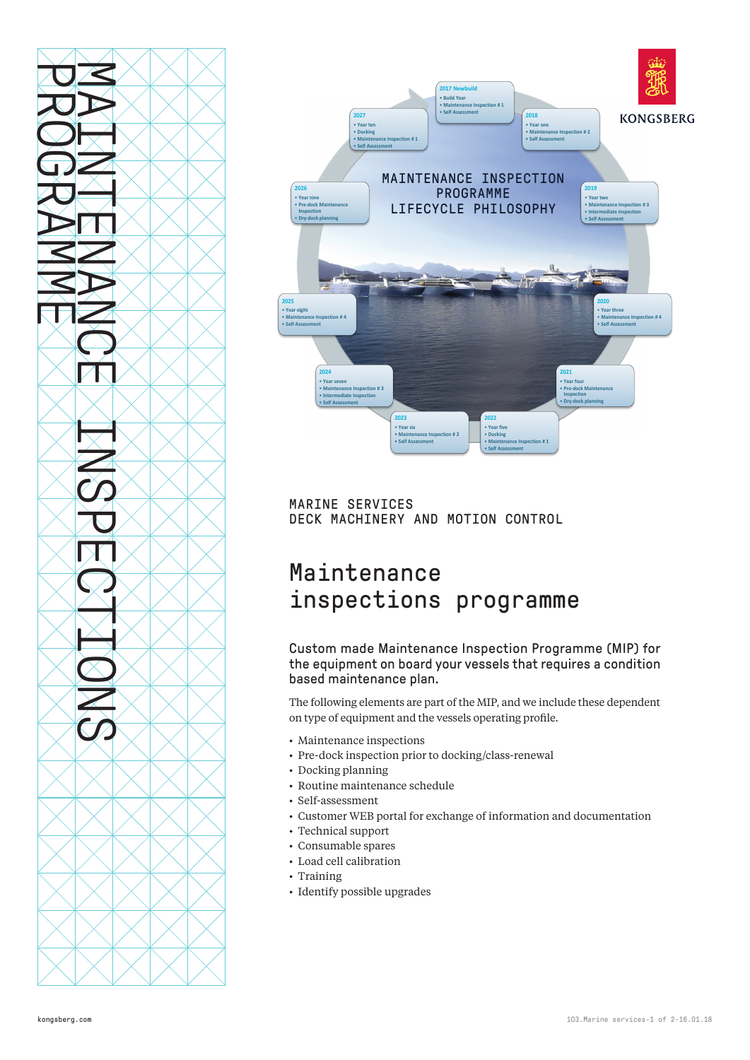# MAINTENANCE INSPECTIONS PROGRAMME

MAINTENANCE INSPECTION PROGRAMME
LIFECYCLE PHILOSOPHY

2017 Newbuild
- Build Year
- Maintenance Inspection # 1
- Self Assessment

2018
- Year one
- Maintenance Inspection # 2
- Self Assessment

2019
- Year two
- Maintenance Inspection # 3
- Intermediate Inspection
- Self Assessment

2020
- Year three
- Maintenance Inspection # 4
- Self Assessment

2021
- Year four
- Pre-dock Maintenance Inspection
- Dry-dock planning

2022
- Year five
- Docking
- Maintenance Inspection # 1
- Self Assessment

2023
- Year six
- Maintenance Inspection # 2
- Self Assessment

2024
- Year seven
- Maintenance Inspection # 3
- Intermediate Inspection
- Self Assessment

2025
- Year eight
- Maintenance Inspection # 4
- Self Assessment

2026
- Year nine
- Pre-dock Maintenance Inspection
- Dry-dock planning

2027
- Year ten
- Docking
- Maintenance Inspection # 1
- Self Assessment

MARINE SERVICES
DECK MACHINERY AND MOTION CONTROL

## Maintenance inspections programme

### Custom made Maintenance Inspection Programme (MIP) for the equipment on board your vessels that requires a condition based maintenance plan.

The following elements are part of the MIP, and we include these dependent on type of equipment and the vessels operating profile.

- Maintenance inspections
- Pre-dock inspection prior to docking/class-renewal
- Docking planning
- Routine maintenance schedule
- Self-assessment
- Customer WEB portal for exchange of information and documentation
- Technical support
- Consumable spares
- Load cell calibration
- Training
- Identify possible upgrades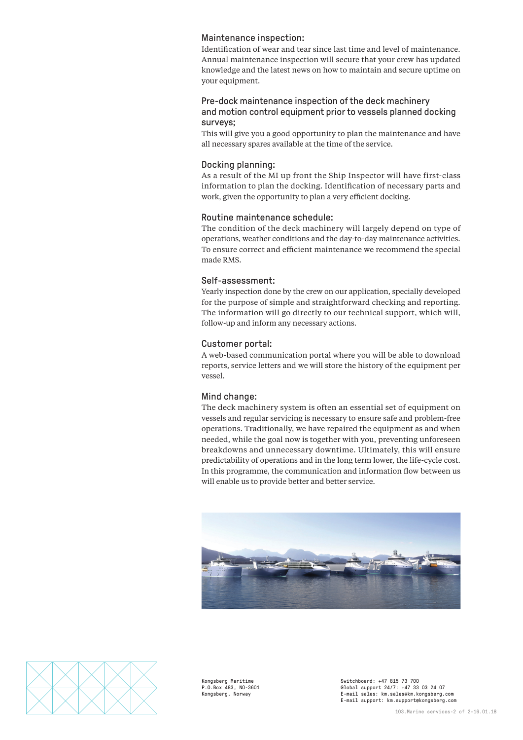### Maintenance inspection:

Identification of wear and tear since last time and level of maintenance. Annual maintenance inspection will secure that your crew has updated knowledge and the latest news on how to maintain and secure uptime on your equipment.

### Pre-dock maintenance inspection of the deck machinery and motion control equipment prior to vessels planned docking surveys;

This will give you a good opportunity to plan the maintenance and have all necessary spares available at the time of the service.

### Docking planning:

As a result of the MI up front the Ship Inspector will have first-class information to plan the docking. Identification of necessary parts and work, given the opportunity to plan a very efficient docking.

### Routine maintenance schedule:

The condition of the deck machinery will largely depend on type of operations, weather conditions and the day-to-day maintenance activities. To ensure correct and efficient maintenance we recommend the special made RMS.

### Self-assessment:

Yearly inspection done by the crew on our application, specially developed for the purpose of simple and straightforward checking and reporting. The information will go directly to our technical support, which will, follow-up and inform any necessary actions.

### Customer portal:

A web-based communication portal where you will be able to download reports, service letters and we will store the history of the equipment per vessel.

### Mind change:

The deck machinery system is often an essential set of equipment on vessels and regular servicing is necessary to ensure safe and problem-free operations. Traditionally, we have repaired the equipment as and when needed, while the goal now is together with you, preventing unforeseen breakdowns and unnecessary downtime. Ultimately, this will ensure predictability of operations and in the long term lower, the life-cycle cost. In this programme, the communication and information flow between us will enable us to provide better and better service.

Kongsberg Maritime
P.O.Box 483, NO-3601
Kongsberg, Norway

Switchboard: +47 815 73 700
Global support 24/7: +47 33 03 24 07
E-mail sales: km.sales@km.kongsberg.com
E-mail support: km.support@kongsberg.com

103.Marine services-2 of 2-16.01.18